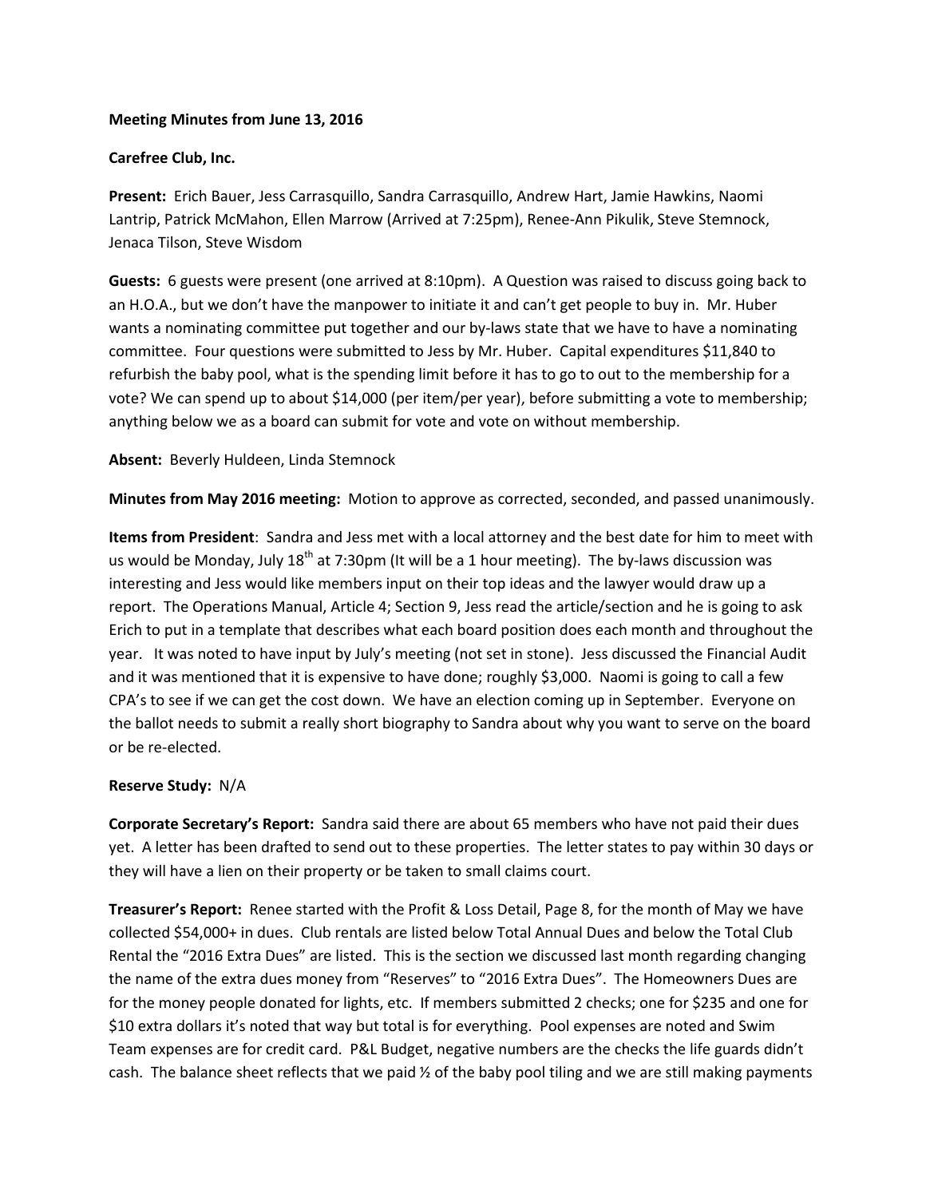**Meeting Minutes from June 13, 2016**

**Carefree Club, Inc.**

**Present:** Erich Bauer, Jess Carrasquillo, Sandra Carrasquillo, Andrew Hart, Jamie Hawkins, Naomi Lantrip, Patrick McMahon, Ellen Marrow (Arrived at 7:25pm), Renee-Ann Pikulik, Steve Stemnock, Jenaca Tilson, Steve Wisdom

**Guests:** 6 guests were present (one arrived at 8:10pm). A Question was raised to discuss going back to an H.O.A., but we don't have the manpower to initiate it and can't get people to buy in. Mr. Huber wants a nominating committee put together and our by-laws state that we have to have a nominating committee. Four questions were submitted to Jess by Mr. Huber. Capital expenditures $11,840 to refurbish the baby pool, what is the spending limit before it has to go to out to the membership for a vote? We can spend up to about $14,000 (per item/per year), before submitting a vote to membership; anything below we as a board can submit for vote and vote on without membership.

**Absent:** Beverly Huldeen, Linda Stemnock

**Minutes from May 2016 meeting:** Motion to approve as corrected, seconded, and passed unanimously.

**Items from President**: Sandra and Jess met with a local attorney and the best date for him to meet with us would be Monday, July 18th at 7:30pm (It will be a 1 hour meeting). The by-laws discussion was interesting and Jess would like members input on their top ideas and the lawyer would draw up a report. The Operations Manual, Article 4; Section 9, Jess read the article/section and he is going to ask Erich to put in a template that describes what each board position does each month and throughout the year. It was noted to have input by July's meeting (not set in stone). Jess discussed the Financial Audit and it was mentioned that it is expensive to have done; roughly $3,000. Naomi is going to call a few CPA's to see if we can get the cost down. We have an election coming up in September. Everyone on the ballot needs to submit a really short biography to Sandra about why you want to serve on the board or be re-elected.

**Reserve Study:** N/A

**Corporate Secretary's Report:** Sandra said there are about 65 members who have not paid their dues yet. A letter has been drafted to send out to these properties. The letter states to pay within 30 days or they will have a lien on their property or be taken to small claims court.

**Treasurer's Report:** Renee started with the Profit & Loss Detail, Page 8, for the month of May we have collected $54,000+ in dues. Club rentals are listed below Total Annual Dues and below the Total Club Rental the "2016 Extra Dues" are listed. This is the section we discussed last month regarding changing the name of the extra dues money from "Reserves" to "2016 Extra Dues". The Homeowners Dues are for the money people donated for lights, etc. If members submitted 2 checks; one for $235 and one for $10 extra dollars it's noted that way but total is for everything. Pool expenses are noted and Swim Team expenses are for credit card. P&L Budget, negative numbers are the checks the life guards didn't cash. The balance sheet reflects that we paid ½ of the baby pool tiling and we are still making payments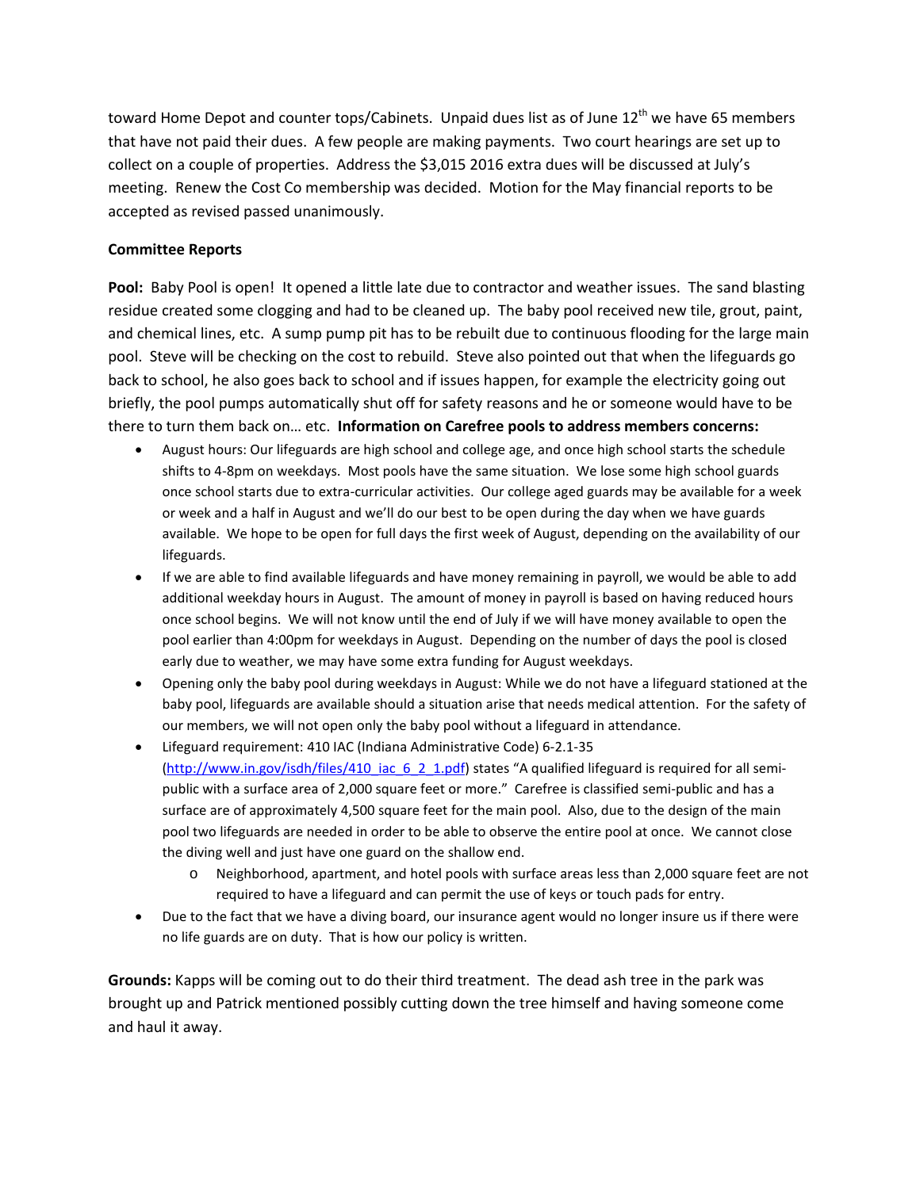toward Home Depot and counter tops/Cabinets. Unpaid dues list as of June 12th we have 65 members that have not paid their dues. A few people are making payments. Two court hearings are set up to collect on a couple of properties. Address the $3,015 2016 extra dues will be discussed at July's meeting. Renew the Cost Co membership was decided. Motion for the May financial reports to be accepted as revised passed unanimously.

**Committee Reports**

**Pool:** Baby Pool is open! It opened a little late due to contractor and weather issues. The sand blasting residue created some clogging and had to be cleaned up. The baby pool received new tile, grout, paint, and chemical lines, etc. A sump pump pit has to be rebuilt due to continuous flooding for the large main pool. Steve will be checking on the cost to rebuild. Steve also pointed out that when the lifeguards go back to school, he also goes back to school and if issues happen, for example the electricity going out briefly, the pool pumps automatically shut off for safety reasons and he or someone would have to be there to turn them back on… etc. **Information on Carefree pools to address members concerns:**

- August hours: Our lifeguards are high school and college age, and once high school starts the schedule shifts to 4-8pm on weekdays. Most pools have the same situation. We lose some high school guards once school starts due to extra-curricular activities. Our college aged guards may be available for a week or week and a half in August and we'll do our best to be open during the day when we have guards available. We hope to be open for full days the first week of August, depending on the availability of our lifeguards.
- If we are able to find available lifeguards and have money remaining in payroll, we would be able to add additional weekday hours in August. The amount of money in payroll is based on having reduced hours once school begins. We will not know until the end of July if we will have money available to open the pool earlier than 4:00pm for weekdays in August. Depending on the number of days the pool is closed early due to weather, we may have some extra funding for August weekdays.
- Opening only the baby pool during weekdays in August: While we do not have a lifeguard stationed at the baby pool, lifeguards are available should a situation arise that needs medical attention. For the safety of our members, we will not open only the baby pool without a lifeguard in attendance.
- Lifeguard requirement: 410 IAC (Indiana Administrative Code) 6-2.1-35 (http://www.in.gov/isdh/files/410_iac_6_2_1.pdf) states "A qualified lifeguard is required for all semi-public with a surface area of 2,000 square feet or more." Carefree is classified semi-public and has a surface are of approximately 4,500 square feet for the main pool. Also, due to the design of the main pool two lifeguards are needed in order to be able to observe the entire pool at once. We cannot close the diving well and just have one guard on the shallow end.
  - Neighborhood, apartment, and hotel pools with surface areas less than 2,000 square feet are not required to have a lifeguard and can permit the use of keys or touch pads for entry.
- Due to the fact that we have a diving board, our insurance agent would no longer insure us if there were no life guards are on duty. That is how our policy is written.

**Grounds:** Kapps will be coming out to do their third treatment. The dead ash tree in the park was brought up and Patrick mentioned possibly cutting down the tree himself and having someone come and haul it away.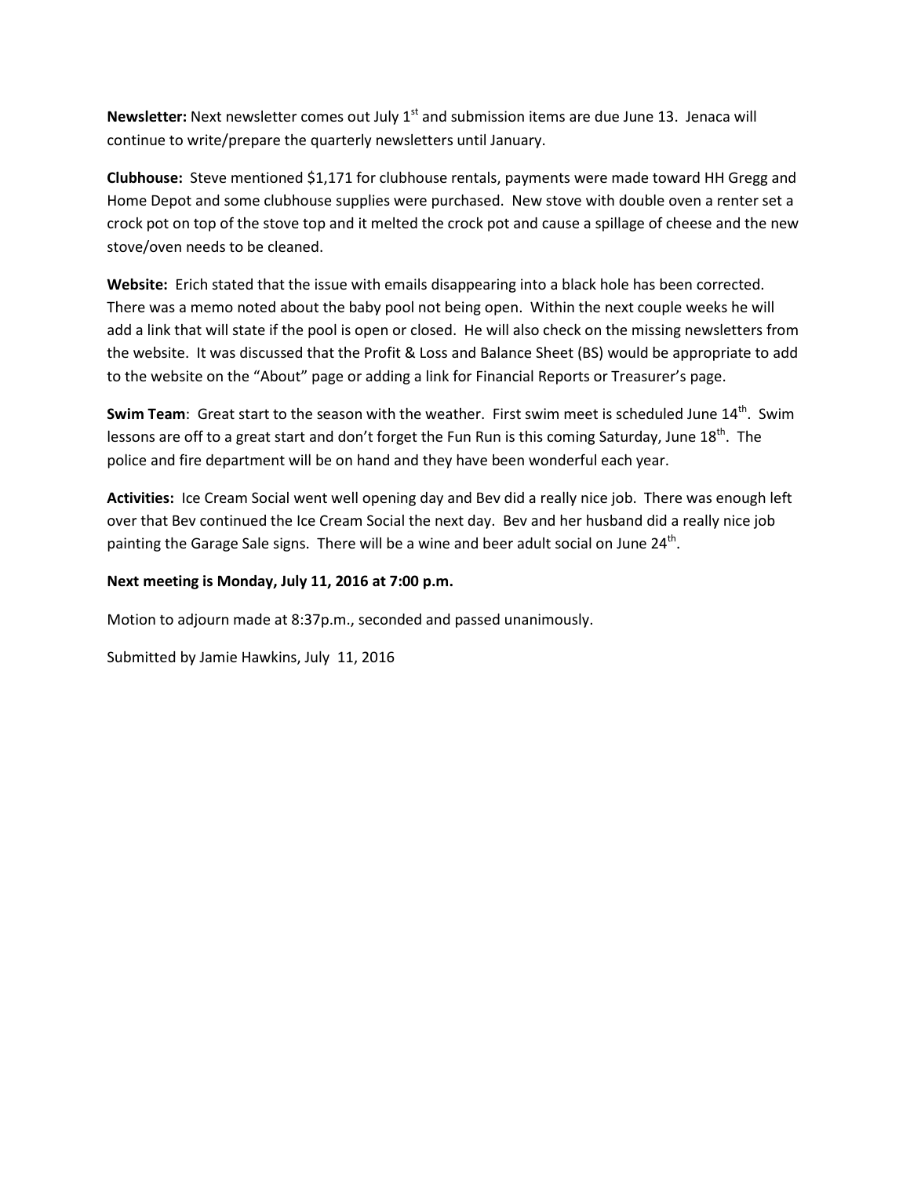**Newsletter:** Next newsletter comes out July 1st and submission items are due June 13. Jenaca will continue to write/prepare the quarterly newsletters until January.

**Clubhouse:** Steve mentioned $1,171 for clubhouse rentals, payments were made toward HH Gregg and Home Depot and some clubhouse supplies were purchased. New stove with double oven a renter set a crock pot on top of the stove top and it melted the crock pot and cause a spillage of cheese and the new stove/oven needs to be cleaned.

**Website:** Erich stated that the issue with emails disappearing into a black hole has been corrected. There was a memo noted about the baby pool not being open. Within the next couple weeks he will add a link that will state if the pool is open or closed. He will also check on the missing newsletters from the website. It was discussed that the Profit & Loss and Balance Sheet (BS) would be appropriate to add to the website on the "About" page or adding a link for Financial Reports or Treasurer's page.

**Swim Team**: Great start to the season with the weather. First swim meet is scheduled June 14th. Swim lessons are off to a great start and don't forget the Fun Run is this coming Saturday, June 18th. The police and fire department will be on hand and they have been wonderful each year.

**Activities:** Ice Cream Social went well opening day and Bev did a really nice job. There was enough left over that Bev continued the Ice Cream Social the next day. Bev and her husband did a really nice job painting the Garage Sale signs. There will be a wine and beer adult social on June 24th.

**Next meeting is Monday, July 11, 2016 at 7:00 p.m.**

Motion to adjourn made at 8:37p.m., seconded and passed unanimously.

Submitted by Jamie Hawkins, July 11, 2016